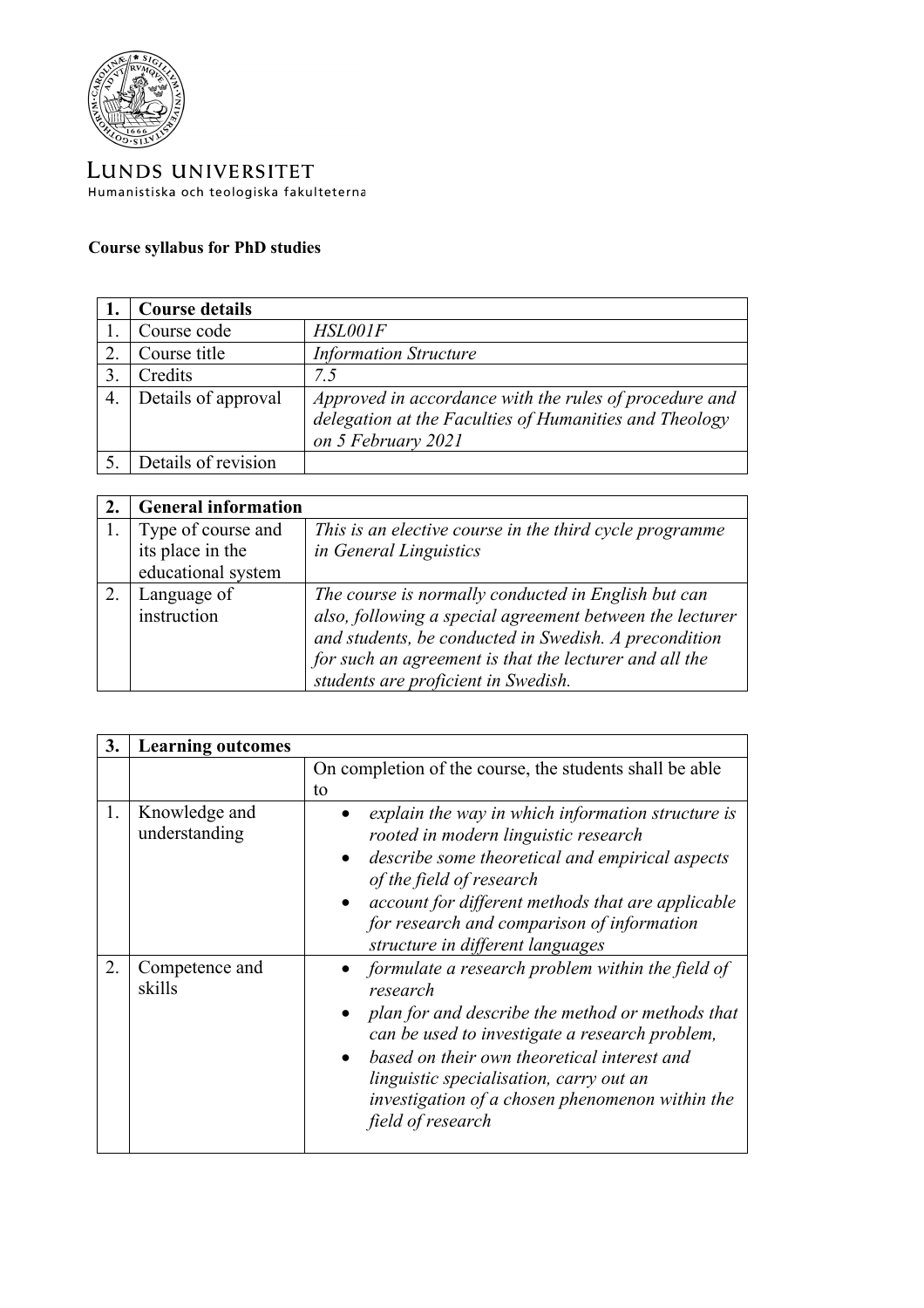LUNDS UNIVERSITET
Humanistiska och teologiska fakulteterna

**Course syllabus for PhD studies**

| 1. | Course details | |
|---|---|---|
| 1. | Course code | *HSL001F* |
| 2. | Course title | *Information Structure* |
| 3. | Credits | *7.5* |
| 4. | Details of approval | *Approved in accordance with the rules of procedure and delegation at the Faculties of Humanities and Theology on 5 February 2021* |
| 5. | Details of revision | |

| 2. | General information | |
|---|---|---|
| 1. | Type of course and its place in the educational system | *This is an elective course in the third cycle programme in General Linguistics* |
| 2. | Language of instruction | *The course is normally conducted in English but can also, following a special agreement between the lecturer and students, be conducted in Swedish. A precondition for such an agreement is that the lecturer and all the students are proficient in Swedish.* |

| 3. | Learning outcomes | |
|---|---|---|
| | | On completion of the course, the students shall be able to |
| 1. | Knowledge and understanding | • *explain the way in which information structure is rooted in modern linguistic research*<br>• *describe some theoretical and empirical aspects of the field of research*<br>• *account for different methods that are applicable for research and comparison of information structure in different languages* |
| 2. | Competence and skills | • *formulate a research problem within the field of research*<br>• *plan for and describe the method or methods that can be used to investigate a research problem,*<br>• *based on their own theoretical interest and linguistic specialisation, carry out an investigation of a chosen phenomenon within the field of research* |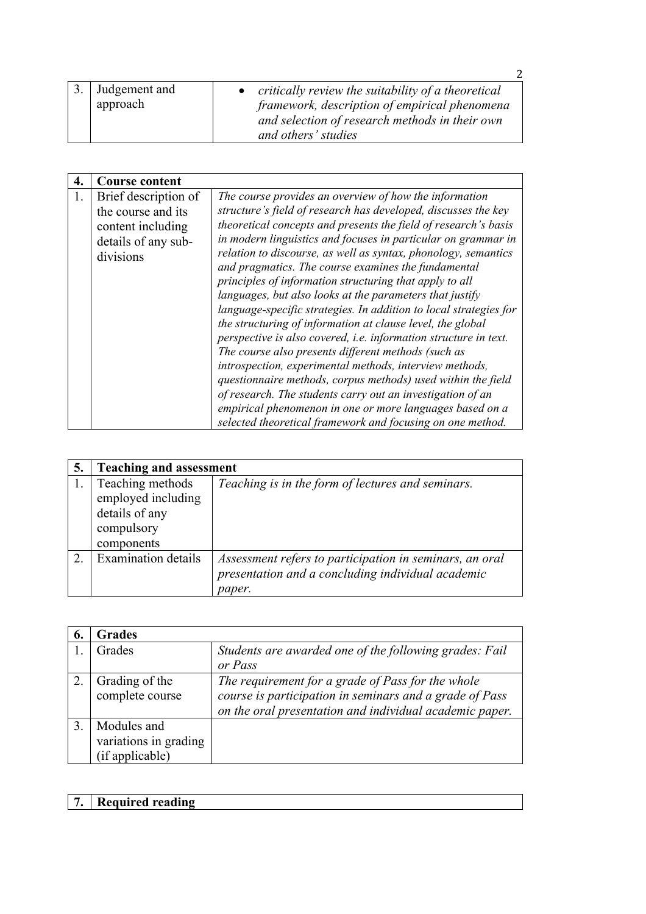| 3. | Judgement and approach | • *critically review the suitability of a theoretical framework, description of empirical phenomena and selection of research methods in their own and others' studies* |
|---|---|---|

| 4. | **Course content** | |
|---|---|---|
| 1. | Brief description of the course and its content including details of any sub-divisions | *The course provides an overview of how the information structure's field of research has developed, discusses the key theoretical concepts and presents the field of research's basis in modern linguistics and focuses in particular on grammar in relation to discourse, as well as syntax, phonology, semantics and pragmatics. The course examines the fundamental principles of information structuring that apply to all languages, but also looks at the parameters that justify language-specific strategies. In addition to local strategies for the structuring of information at clause level, the global perspective is also covered, i.e. information structure in text. The course also presents different methods (such as introspection, experimental methods, interview methods, questionnaire methods, corpus methods) used within the field of research. The students carry out an investigation of an empirical phenomenon in one or more languages based on a selected theoretical framework and focusing on one method.* |

| 5. | **Teaching and assessment** | |
|---|---|---|
| 1. | Teaching methods employed including details of any compulsory components | *Teaching is in the form of lectures and seminars.* |
| 2. | Examination details | *Assessment refers to participation in seminars, an oral presentation and a concluding individual academic paper.* |

| 6. | **Grades** | |
|---|---|---|
| 1. | Grades | *Students are awarded one of the following grades: Fail or Pass* |
| 2. | Grading of the complete course | *The requirement for a grade of Pass for the whole course is participation in seminars and a grade of Pass on the oral presentation and individual academic paper.* |
| 3. | Modules and variations in grading (if applicable) | |

| 7. | **Required reading** |
|---|---|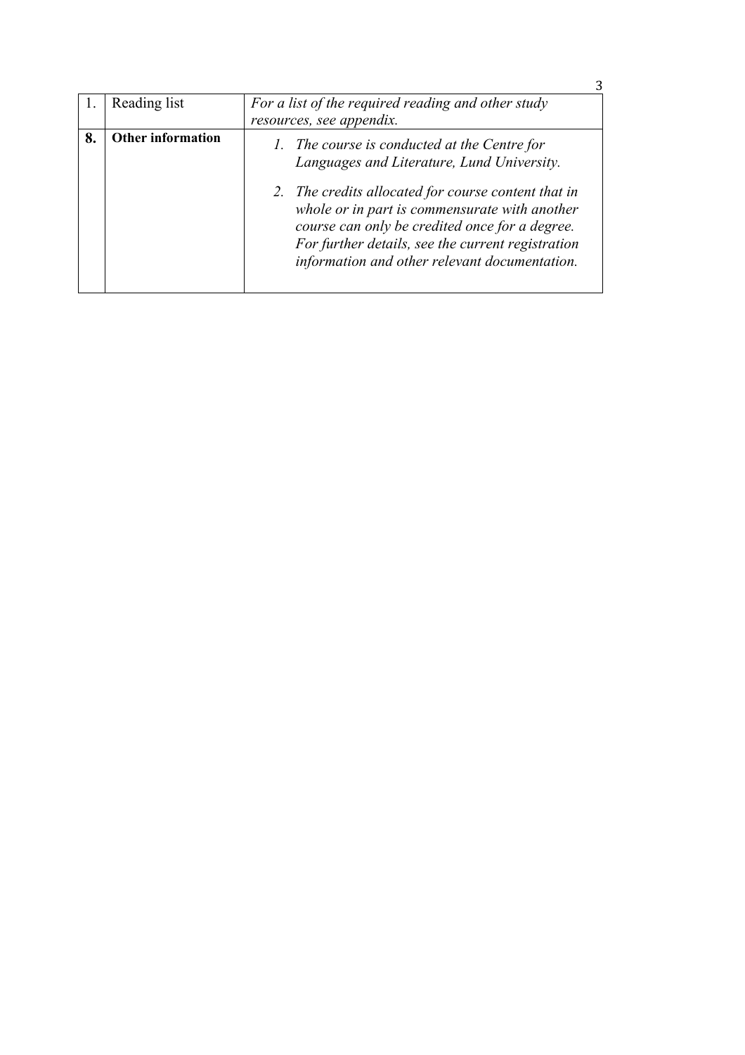| | | |
|---|---|---|
| 1. | Reading list | *For a list of the required reading and other study resources, see appendix.* |
| **8.** | **Other information** | *1. The course is conducted at the Centre for Languages and Literature, Lund University.*<br><br>*2. The credits allocated for course content that in whole or in part is commensurate with another course can only be credited once for a degree. For further details, see the current registration information and other relevant documentation.* |